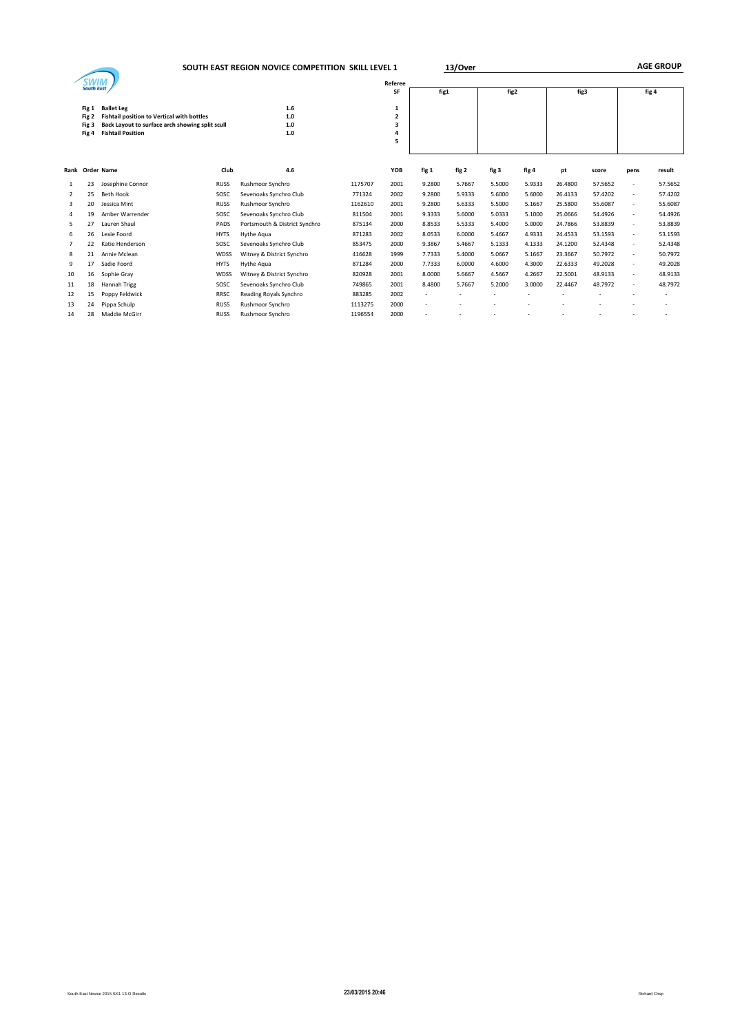# SOUTH EAST REGION NOVICE COMPETITION SKILL LEVEL 1

**13/Over**

**AGE GROUP**

| | | | Referee | fig1 | fig2 | fig3 | fig 4 |
|---|---|---|---|---|---|---|---|
| | | | SF | | | | |
| **Fig 1** | **Ballet Leg** | **1.6** | 1 | | | | |
| **Fig 2** | **Fishtail position to Vertical with bottles** | **1.0** | 2 | | | | |
| **Fig 3** | **Back Layout to surface arch showing split scull** | **1.0** | 3 | | | | |
| **Fig 4** | **Fishtail Position** | **1.0** | 4 | | | | |
| | | | 5 | | | | |

| Rank | Order | Name | Club | 4.6 | | YOB | fig 1 | fig 2 | fig 3 | fig 4 | pt | score | pens | result |
|---|---|---|---|---|---|---|---|---|---|---|---|---|---|---|
| 1 | 23 | Josephine Connor | RUSS | Rushmoor Synchro | 1175707 | 2001 | 9.2800 | 5.7667 | 5.5000 | 5.9333 | 26.4800 | 57.5652 | - | 57.5652 |
| 2 | 25 | Beth Hook | SOSC | Sevenoaks Synchro Club | 771324 | 2002 | 9.2800 | 5.9333 | 5.6000 | 5.6000 | 26.4133 | 57.4202 | - | 57.4202 |
| 3 | 20 | Jessica Mint | RUSS | Rushmoor Synchro | 1162610 | 2001 | 9.2800 | 5.6333 | 5.5000 | 5.1667 | 25.5800 | 55.6087 | - | 55.6087 |
| 4 | 19 | Amber Warrender | SOSC | Sevenoaks Synchro Club | 811504 | 2001 | 9.3333 | 5.6000 | 5.0333 | 5.1000 | 25.0666 | 54.4926 | - | 54.4926 |
| 5 | 27 | Lauren Shaul | PADS | Portsmouth & District Synchro | 875134 | 2000 | 8.8533 | 5.5333 | 5.4000 | 5.0000 | 24.7866 | 53.8839 | - | 53.8839 |
| 6 | 26 | Lexie Foord | HYTS | Hythe Aqua | 871283 | 2002 | 8.0533 | 6.0000 | 5.4667 | 4.9333 | 24.4533 | 53.1593 | - | 53.1593 |
| 7 | 22 | Katie Henderson | SOSC | Sevenoaks Synchro Club | 853475 | 2000 | 9.3867 | 5.4667 | 5.1333 | 4.1333 | 24.1200 | 52.4348 | - | 52.4348 |
| 8 | 21 | Annie Mclean | WDSS | Witney & District Synchro | 416628 | 1999 | 7.7333 | 5.4000 | 5.0667 | 5.1667 | 23.3667 | 50.7972 | - | 50.7972 |
| 9 | 17 | Sadie Foord | HYTS | Hythe Aqua | 871284 | 2000 | 7.7333 | 6.0000 | 4.6000 | 4.3000 | 22.6333 | 49.2028 | - | 49.2028 |
| 10 | 16 | Sophie Gray | WDSS | Witney & District Synchro | 820928 | 2001 | 8.0000 | 5.6667 | 4.5667 | 4.2667 | 22.5001 | 48.9133 | - | 48.9133 |
| 11 | 18 | Hannah Trigg | SOSC | Sevenoaks Synchro Club | 749865 | 2001 | 8.4800 | 5.7667 | 5.2000 | 3.0000 | 22.4467 | 48.7972 | - | 48.7972 |
| 12 | 15 | Poppy Feldwick | RRSC | Reading Royals Synchro | 883285 | 2002 | - | - | - | - | - | - | - | - |
| 13 | 24 | Pippa Schulp | RUSS | Rushmoor Synchro | 1113275 | 2000 | - | - | - | - | - | - | - | - |
| 14 | 28 | Maddie McGirr | RUSS | Rushmoor Synchro | 1196554 | 2000 | - | - | - | - | - | - | - | - |

South East Novice 2015 SK1 13-O Results    23/03/2015 20:46    Richard Crisp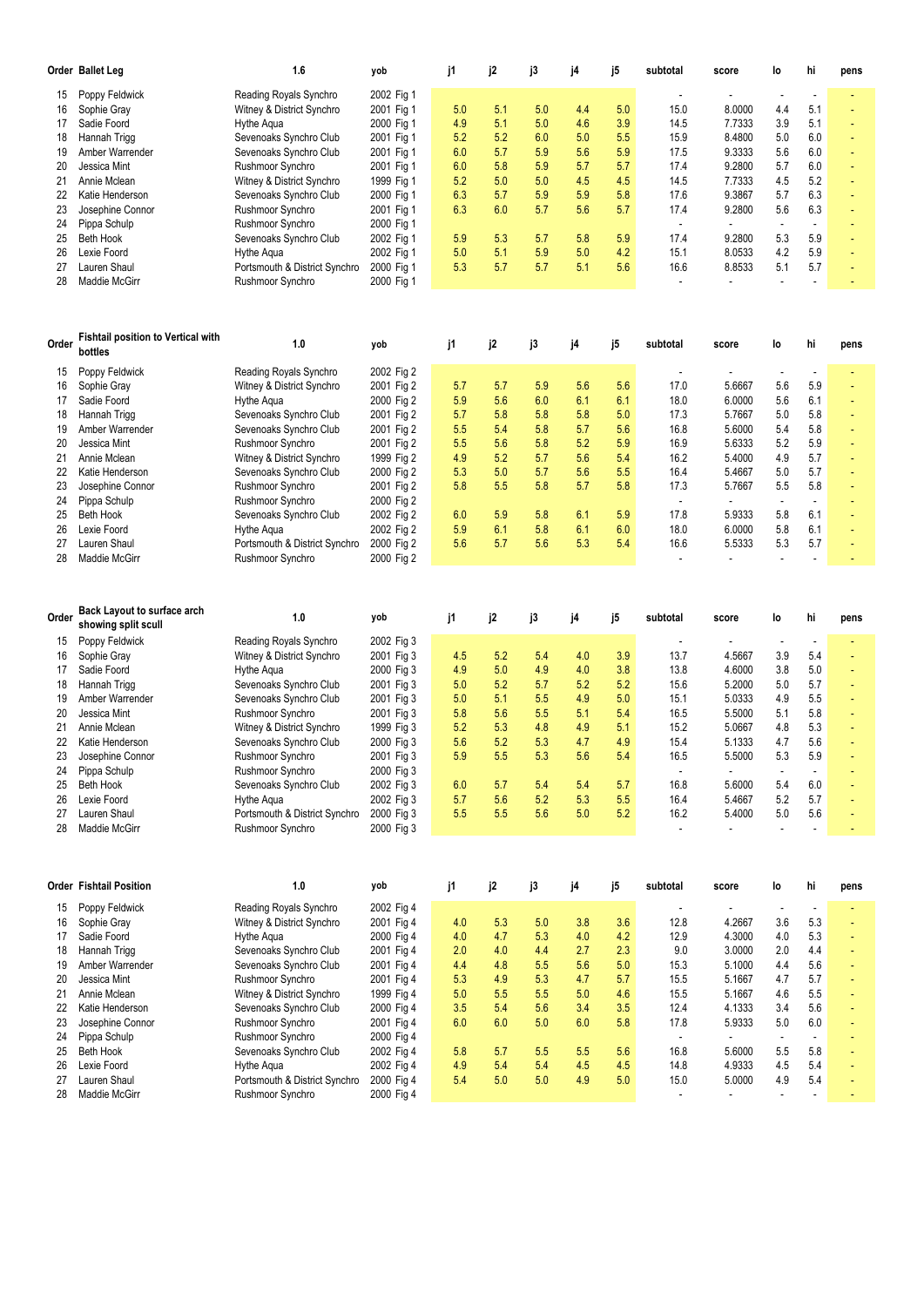| Order | Ballet Leg | 1.6 | yob | | j1 | j2 | j3 | j4 | j5 | subtotal | score | lo | hi | pens |
|---|---|---|---|---|---|---|---|---|---|---|---|---|---|---|
| 15 | Poppy Feldwick | Reading Royals Synchro | 2002 | Fig 1 | | | | | | - | - | - | - | - |
| 16 | Sophie Gray | Witney & District Synchro | 2001 | Fig 1 | 5.0 | 5.1 | 5.0 | 4.4 | 5.0 | 15.0 | 8.0000 | 4.4 | 5.1 | - |
| 17 | Sadie Foord | Hythe Aqua | 2000 | Fig 1 | 4.9 | 5.1 | 5.0 | 4.6 | 3.9 | 14.5 | 7.7333 | 3.9 | 5.1 | - |
| 18 | Hannah Trigg | Sevenoaks Synchro Club | 2001 | Fig 1 | 5.2 | 5.2 | 6.0 | 5.0 | 5.5 | 15.9 | 8.4800 | 5.0 | 6.0 | - |
| 19 | Amber Warrender | Sevenoaks Synchro Club | 2001 | Fig 1 | 6.0 | 5.7 | 5.9 | 5.6 | 5.9 | 17.5 | 9.3333 | 5.6 | 6.0 | - |
| 20 | Jessica Mint | Rushmoor Synchro | 2001 | Fig 1 | 6.0 | 5.8 | 5.9 | 5.7 | 5.7 | 17.4 | 9.2800 | 5.7 | 6.0 | - |
| 21 | Annie Mclean | Witney & District Synchro | 1999 | Fig 1 | 5.2 | 5.0 | 5.0 | 4.5 | 4.5 | 14.5 | 7.7333 | 4.5 | 5.2 | - |
| 22 | Katie Henderson | Sevenoaks Synchro Club | 2000 | Fig 1 | 6.3 | 5.7 | 5.9 | 5.9 | 5.8 | 17.6 | 9.3867 | 5.7 | 6.3 | - |
| 23 | Josephine Connor | Rushmoor Synchro | 2001 | Fig 1 | 6.3 | 6.0 | 5.7 | 5.6 | 5.7 | 17.4 | 9.2800 | 5.6 | 6.3 | - |
| 24 | Pippa Schulp | Rushmoor Synchro | 2000 | Fig 1 | | | | | | - | - | - | - | - |
| 25 | Beth Hook | Sevenoaks Synchro Club | 2002 | Fig 1 | 5.9 | 5.3 | 5.7 | 5.8 | 5.9 | 17.4 | 9.2800 | 5.3 | 5.9 | - |
| 26 | Lexie Foord | Hythe Aqua | 2002 | Fig 1 | 5.0 | 5.1 | 5.9 | 5.0 | 4.2 | 15.1 | 8.0533 | 4.2 | 5.9 | - |
| 27 | Lauren Shaul | Portsmouth & District Synchro | 2000 | Fig 1 | 5.3 | 5.7 | 5.7 | 5.1 | 5.6 | 16.6 | 8.8533 | 5.1 | 5.7 | - |
| 28 | Maddie McGirr | Rushmoor Synchro | 2000 | Fig 1 | | | | | | - | - | - | - | - |

| Order | Fishtail position to Vertical with bottles | 1.0 | yob | | j1 | j2 | j3 | j4 | j5 | subtotal | score | lo | hi | pens |
|---|---|---|---|---|---|---|---|---|---|---|---|---|---|---|
| 15 | Poppy Feldwick | Reading Royals Synchro | 2002 | Fig 2 | | | | | | - | - | - | - | - |
| 16 | Sophie Gray | Witney & District Synchro | 2001 | Fig 2 | 5.7 | 5.7 | 5.9 | 5.6 | 5.6 | 17.0 | 5.6667 | 5.6 | 5.9 | - |
| 17 | Sadie Foord | Hythe Aqua | 2000 | Fig 2 | 5.9 | 5.6 | 6.0 | 6.1 | 6.1 | 18.0 | 6.0000 | 5.6 | 6.1 | - |
| 18 | Hannah Trigg | Sevenoaks Synchro Club | 2001 | Fig 2 | 5.7 | 5.8 | 5.8 | 5.8 | 5.0 | 17.3 | 5.7667 | 5.0 | 5.8 | - |
| 19 | Amber Warrender | Sevenoaks Synchro Club | 2001 | Fig 2 | 5.5 | 5.4 | 5.8 | 5.7 | 5.6 | 16.8 | 5.6000 | 5.4 | 5.8 | - |
| 20 | Jessica Mint | Rushmoor Synchro | 2001 | Fig 2 | 5.5 | 5.6 | 5.8 | 5.2 | 5.9 | 16.9 | 5.6333 | 5.2 | 5.9 | - |
| 21 | Annie Mclean | Witney & District Synchro | 1999 | Fig 2 | 4.9 | 5.2 | 5.7 | 5.6 | 5.4 | 16.2 | 5.4000 | 4.9 | 5.7 | - |
| 22 | Katie Henderson | Sevenoaks Synchro Club | 2000 | Fig 2 | 5.3 | 5.0 | 5.7 | 5.6 | 5.5 | 16.4 | 5.4667 | 5.0 | 5.7 | - |
| 23 | Josephine Connor | Rushmoor Synchro | 2001 | Fig 2 | 5.8 | 5.5 | 5.8 | 5.7 | 5.8 | 17.3 | 5.7667 | 5.5 | 5.8 | - |
| 24 | Pippa Schulp | Rushmoor Synchro | 2000 | Fig 2 | | | | | | - | - | - | - | - |
| 25 | Beth Hook | Sevenoaks Synchro Club | 2002 | Fig 2 | 6.0 | 5.9 | 5.8 | 6.1 | 5.9 | 17.8 | 5.9333 | 5.8 | 6.1 | - |
| 26 | Lexie Foord | Hythe Aqua | 2002 | Fig 2 | 5.9 | 6.1 | 5.8 | 6.1 | 6.0 | 18.0 | 6.0000 | 5.8 | 6.1 | - |
| 27 | Lauren Shaul | Portsmouth & District Synchro | 2000 | Fig 2 | 5.6 | 5.7 | 5.6 | 5.3 | 5.4 | 16.6 | 5.5333 | 5.3 | 5.7 | - |
| 28 | Maddie McGirr | Rushmoor Synchro | 2000 | Fig 2 | | | | | | - | - | - | - | - |

| Order | Back Layout to surface arch showing split scull | 1.0 | yob | | j1 | j2 | j3 | j4 | j5 | subtotal | score | lo | hi | pens |
|---|---|---|---|---|---|---|---|---|---|---|---|---|---|---|
| 15 | Poppy Feldwick | Reading Royals Synchro | 2002 | Fig 3 | | | | | | - | - | - | - | - |
| 16 | Sophie Gray | Witney & District Synchro | 2001 | Fig 3 | 4.5 | 5.2 | 5.4 | 4.0 | 3.9 | 13.7 | 4.5667 | 3.9 | 5.4 | - |
| 17 | Sadie Foord | Hythe Aqua | 2000 | Fig 3 | 4.9 | 5.0 | 4.9 | 4.0 | 3.8 | 13.8 | 4.6000 | 3.8 | 5.0 | - |
| 18 | Hannah Trigg | Sevenoaks Synchro Club | 2001 | Fig 3 | 5.0 | 5.2 | 5.7 | 5.2 | 5.2 | 15.6 | 5.2000 | 5.0 | 5.7 | - |
| 19 | Amber Warrender | Sevenoaks Synchro Club | 2001 | Fig 3 | 5.0 | 5.1 | 5.5 | 4.9 | 5.0 | 15.1 | 5.0333 | 4.9 | 5.5 | - |
| 20 | Jessica Mint | Rushmoor Synchro | 2001 | Fig 3 | 5.8 | 5.6 | 5.5 | 5.1 | 5.4 | 16.5 | 5.5000 | 5.1 | 5.8 | - |
| 21 | Annie Mclean | Witney & District Synchro | 1999 | Fig 3 | 5.2 | 5.3 | 4.8 | 4.9 | 5.1 | 15.2 | 5.0667 | 4.8 | 5.3 | - |
| 22 | Katie Henderson | Sevenoaks Synchro Club | 2000 | Fig 3 | 5.6 | 5.2 | 5.3 | 4.7 | 4.9 | 15.4 | 5.1333 | 4.7 | 5.6 | - |
| 23 | Josephine Connor | Rushmoor Synchro | 2001 | Fig 3 | 5.9 | 5.5 | 5.3 | 5.6 | 5.4 | 16.5 | 5.5000 | 5.3 | 5.9 | - |
| 24 | Pippa Schulp | Rushmoor Synchro | 2000 | Fig 3 | | | | | | - | - | - | - | - |
| 25 | Beth Hook | Sevenoaks Synchro Club | 2002 | Fig 3 | 6.0 | 5.7 | 5.4 | 5.4 | 5.7 | 16.8 | 5.6000 | 5.4 | 6.0 | - |
| 26 | Lexie Foord | Hythe Aqua | 2002 | Fig 3 | 5.7 | 5.6 | 5.2 | 5.3 | 5.5 | 16.4 | 5.4667 | 5.2 | 5.7 | - |
| 27 | Lauren Shaul | Portsmouth & District Synchro | 2000 | Fig 3 | 5.5 | 5.5 | 5.6 | 5.0 | 5.2 | 16.2 | 5.4000 | 5.0 | 5.6 | - |
| 28 | Maddie McGirr | Rushmoor Synchro | 2000 | Fig 3 | | | | | | - | - | - | - | - |

| Order | Fishtail Position | 1.0 | yob | | j1 | j2 | j3 | j4 | j5 | subtotal | score | lo | hi | pens |
|---|---|---|---|---|---|---|---|---|---|---|---|---|---|---|
| 15 | Poppy Feldwick | Reading Royals Synchro | 2002 | Fig 4 | | | | | | - | - | - | - | - |
| 16 | Sophie Gray | Witney & District Synchro | 2001 | Fig 4 | 4.0 | 5.3 | 5.0 | 3.8 | 3.6 | 12.8 | 4.2667 | 3.6 | 5.3 | - |
| 17 | Sadie Foord | Hythe Aqua | 2000 | Fig 4 | 4.0 | 4.7 | 5.3 | 4.0 | 4.2 | 12.9 | 4.3000 | 4.0 | 5.3 | - |
| 18 | Hannah Trigg | Sevenoaks Synchro Club | 2001 | Fig 4 | 2.0 | 4.0 | 4.4 | 2.7 | 2.3 | 9.0 | 3.0000 | 2.0 | 4.4 | - |
| 19 | Amber Warrender | Sevenoaks Synchro Club | 2001 | Fig 4 | 4.4 | 4.8 | 5.5 | 5.6 | 5.0 | 15.3 | 5.1000 | 4.4 | 5.6 | - |
| 20 | Jessica Mint | Rushmoor Synchro | 2001 | Fig 4 | 5.3 | 4.9 | 5.3 | 4.7 | 5.7 | 15.5 | 5.1667 | 4.7 | 5.7 | - |
| 21 | Annie Mclean | Witney & District Synchro | 1999 | Fig 4 | 5.0 | 5.5 | 5.5 | 5.0 | 4.6 | 15.5 | 5.1667 | 4.6 | 5.5 | - |
| 22 | Katie Henderson | Sevenoaks Synchro Club | 2000 | Fig 4 | 3.5 | 5.4 | 5.6 | 3.4 | 3.5 | 12.4 | 4.1333 | 3.4 | 5.6 | - |
| 23 | Josephine Connor | Rushmoor Synchro | 2001 | Fig 4 | 6.0 | 6.0 | 5.0 | 6.0 | 5.8 | 17.8 | 5.9333 | 5.0 | 6.0 | - |
| 24 | Pippa Schulp | Rushmoor Synchro | 2000 | Fig 4 | | | | | | - | - | - | - | - |
| 25 | Beth Hook | Sevenoaks Synchro Club | 2002 | Fig 4 | 5.8 | 5.7 | 5.5 | 5.5 | 5.6 | 16.8 | 5.6000 | 5.5 | 5.8 | - |
| 26 | Lexie Foord | Hythe Aqua | 2002 | Fig 4 | 4.9 | 5.4 | 5.4 | 4.5 | 4.5 | 14.8 | 4.9333 | 4.5 | 5.4 | - |
| 27 | Lauren Shaul | Portsmouth & District Synchro | 2000 | Fig 4 | 5.4 | 5.0 | 5.0 | 4.9 | 5.0 | 15.0 | 5.0000 | 4.9 | 5.4 | - |
| 28 | Maddie McGirr | Rushmoor Synchro | 2000 | Fig 4 | | | | | | - | - | - | - | - |